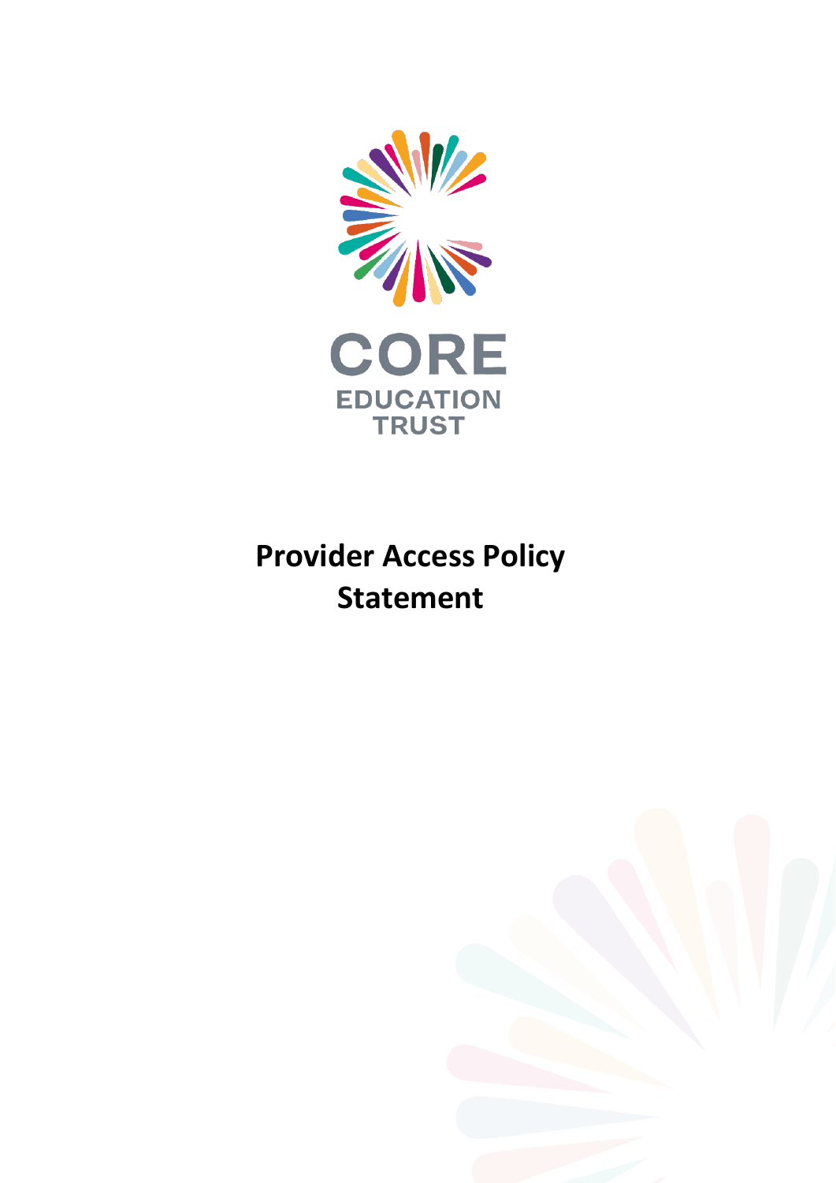CORE EDUCATION TRUST

# Provider Access Policy Statement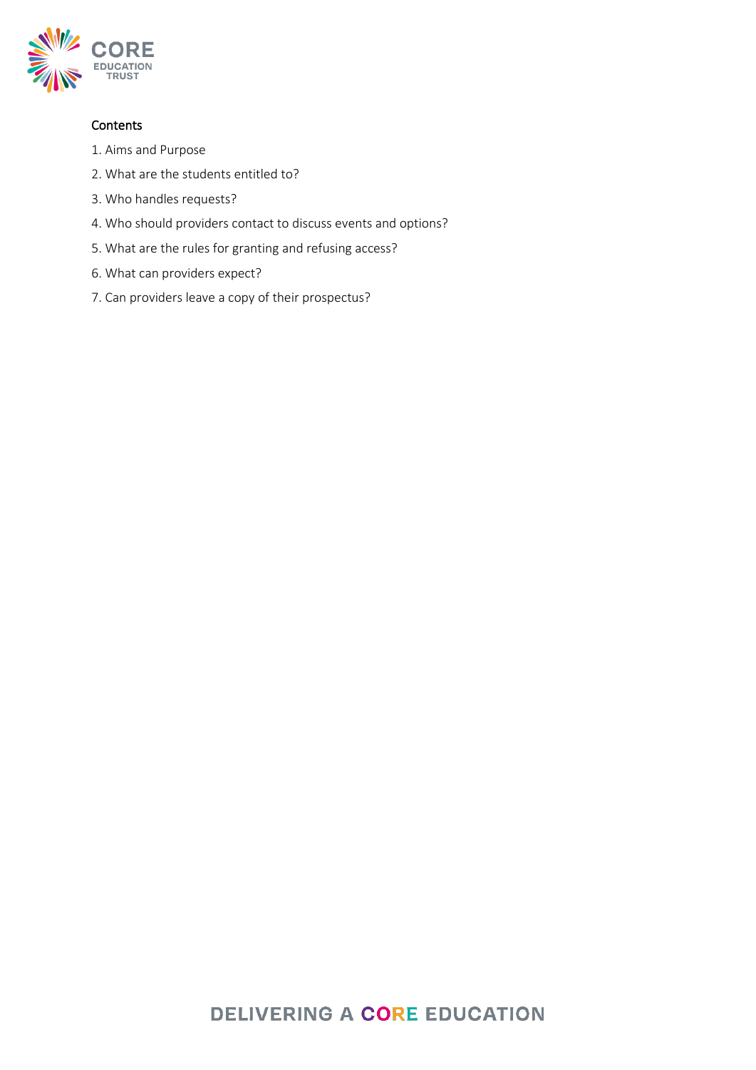## Contents

1. Aims and Purpose
2. What are the students entitled to?
3. Who handles requests?
4. Who should providers contact to discuss events and options?
5. What are the rules for granting and refusing access?
6. What can providers expect?
7. Can providers leave a copy of their prospectus?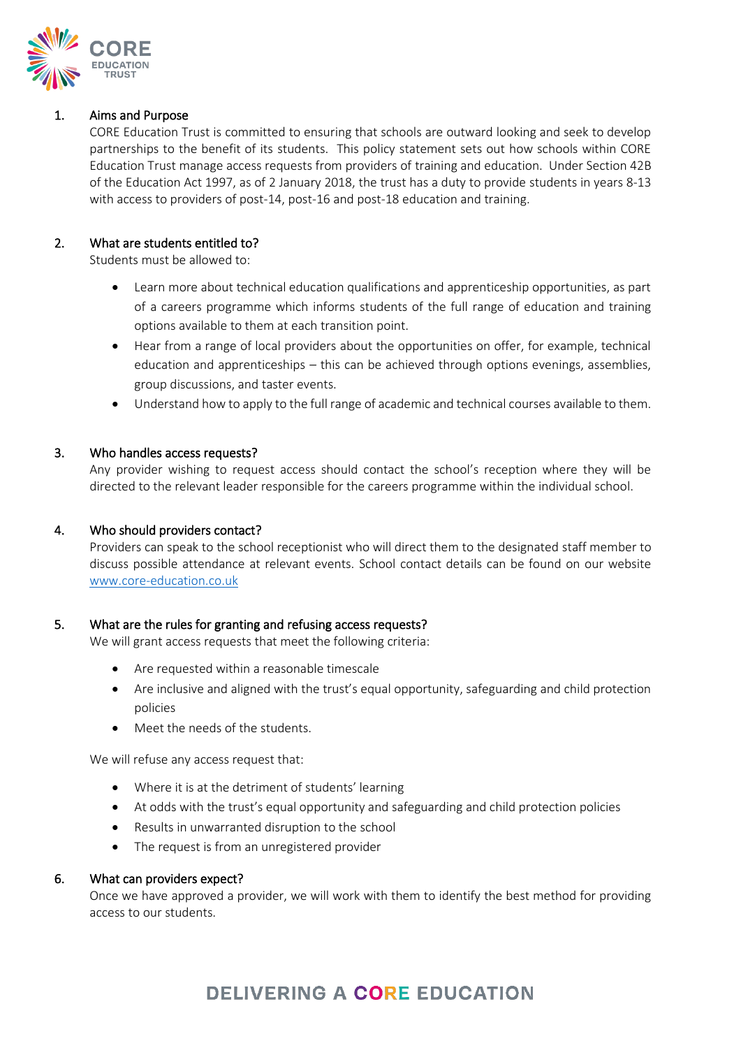## 1. Aims and Purpose

CORE Education Trust is committed to ensuring that schools are outward looking and seek to develop partnerships to the benefit of its students. This policy statement sets out how schools within CORE Education Trust manage access requests from providers of training and education. Under Section 42B of the Education Act 1997, as of 2 January 2018, the trust has a duty to provide students in years 8-13 with access to providers of post-14, post-16 and post-18 education and training.

## 2. What are students entitled to?

Students must be allowed to:

- Learn more about technical education qualifications and apprenticeship opportunities, as part of a careers programme which informs students of the full range of education and training options available to them at each transition point.
- Hear from a range of local providers about the opportunities on offer, for example, technical education and apprenticeships – this can be achieved through options evenings, assemblies, group discussions, and taster events.
- Understand how to apply to the full range of academic and technical courses available to them.

## 3. Who handles access requests?

Any provider wishing to request access should contact the school's reception where they will be directed to the relevant leader responsible for the careers programme within the individual school.

## 4. Who should providers contact?

Providers can speak to the school receptionist who will direct them to the designated staff member to discuss possible attendance at relevant events. School contact details can be found on our website [www.core-education.co.uk](www.core-education.co.uk)

## 5. What are the rules for granting and refusing access requests?

We will grant access requests that meet the following criteria:

- Are requested within a reasonable timescale
- Are inclusive and aligned with the trust's equal opportunity, safeguarding and child protection policies
- Meet the needs of the students.

We will refuse any access request that:

- Where it is at the detriment of students' learning
- At odds with the trust's equal opportunity and safeguarding and child protection policies
- Results in unwarranted disruption to the school
- The request is from an unregistered provider

## 6. What can providers expect?

Once we have approved a provider, we will work with them to identify the best method for providing access to our students.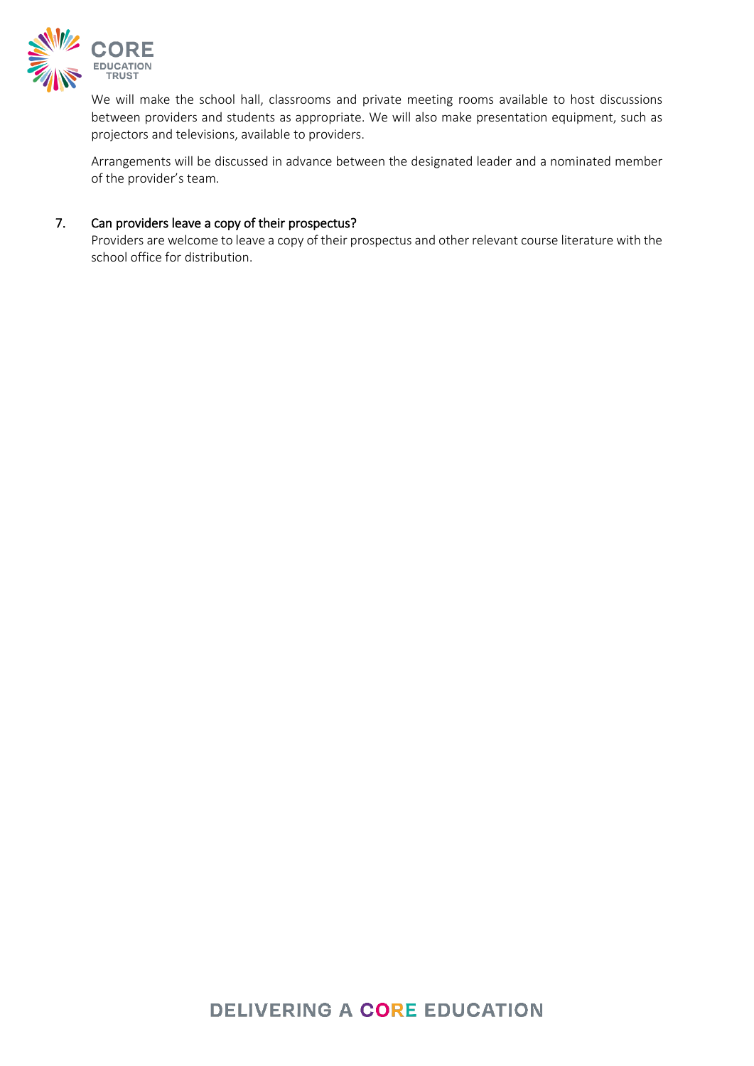We will make the school hall, classrooms and private meeting rooms available to host discussions between providers and students as appropriate. We will also make presentation equipment, such as projectors and televisions, available to providers.

Arrangements will be discussed in advance between the designated leader and a nominated member of the provider's team.

### 7. Can providers leave a copy of their prospectus?

Providers are welcome to leave a copy of their prospectus and other relevant course literature with the school office for distribution.